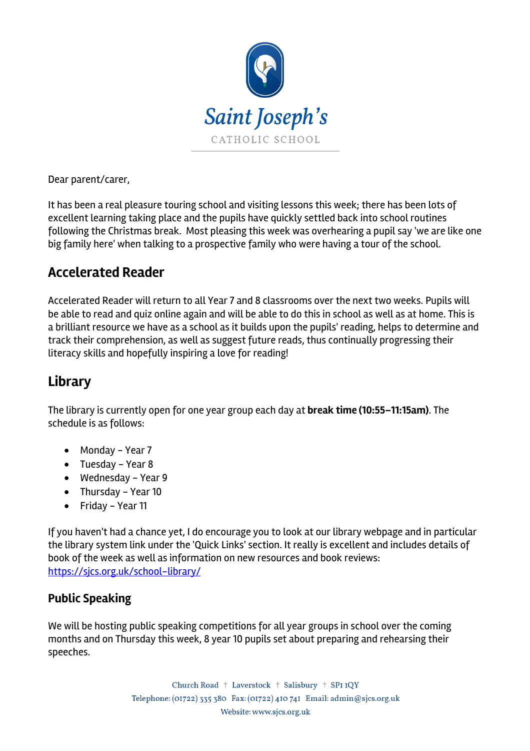Saint Joseph's

CATHOLIC SCHOOL

Dear parent/carer,

It has been a real pleasure touring school and visiting lessons this week; there has been lots of excellent learning taking place and the pupils have quickly settled back into school routines following the Christmas break. Most pleasing this week was overhearing a pupil say 'we are like one big family here' when talking to a prospective family who were having a tour of the school.

## Accelerated Reader

Accelerated Reader will return to all Year 7 and 8 classrooms over the next two weeks. Pupils will be able to read and quiz online again and will be able to do this in school as well as at home. This is a brilliant resource we have as a school as it builds upon the pupils' reading, helps to determine and track their comprehension, as well as suggest future reads, thus continually progressing their literacy skills and hopefully inspiring a love for reading!

## Library

The library is currently open for one year group each day at **break time (10:55–11:15am)**. The schedule is as follows:

- Monday – Year 7
- Tuesday – Year 8
- Wednesday – Year 9
- Thursday – Year 10
- Friday – Year 11

If you haven't had a chance yet, I do encourage you to look at our library webpage and in particular the library system link under the 'Quick Links' section. It really is excellent and includes details of book of the week as well as information on new resources and book reviews: [https://sjcs.org.uk/school-library/](https://sjcs.org.uk/school-library/)

### Public Speaking

We will be hosting public speaking competitions for all year groups in school over the coming months and on Thursday this week, 8 year 10 pupils set about preparing and rehearsing their speeches.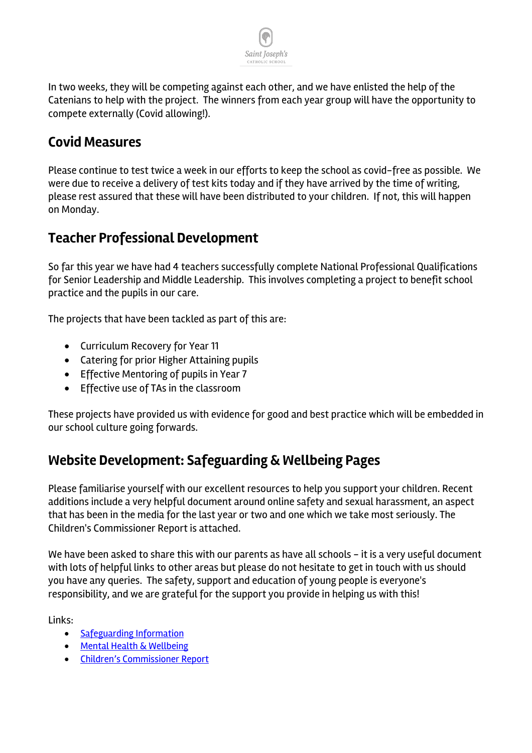In two weeks, they will be competing against each other, and we have enlisted the help of the Catenians to help with the project. The winners from each year group will have the opportunity to compete externally (Covid allowing!).

## Covid Measures

Please continue to test twice a week in our efforts to keep the school as covid-free as possible. We were due to receive a delivery of test kits today and if they have arrived by the time of writing, please rest assured that these will have been distributed to your children. If not, this will happen on Monday.

## Teacher Professional Development

So far this year we have had 4 teachers successfully complete National Professional Qualifications for Senior Leadership and Middle Leadership. This involves completing a project to benefit school practice and the pupils in our care.

The projects that have been tackled as part of this are:

- Curriculum Recovery for Year 11
- Catering for prior Higher Attaining pupils
- Effective Mentoring of pupils in Year 7
- Effective use of TAs in the classroom

These projects have provided us with evidence for good and best practice which will be embedded in our school culture going forwards.

## Website Development: Safeguarding & Wellbeing Pages

Please familiarise yourself with our excellent resources to help you support your children. Recent additions include a very helpful document around online safety and sexual harassment, an aspect that has been in the media for the last year or two and one which we take most seriously. The Children's Commissioner Report is attached.

We have been asked to share this with our parents as have all schools – it is a very useful document with lots of helpful links to other areas but please do not hesitate to get in touch with us should you have any queries. The safety, support and education of young people is everyone's responsibility, and we are grateful for the support you provide in helping us with this!

Links:

- Safeguarding Information
- Mental Health & Wellbeing
- Children's Commissioner Report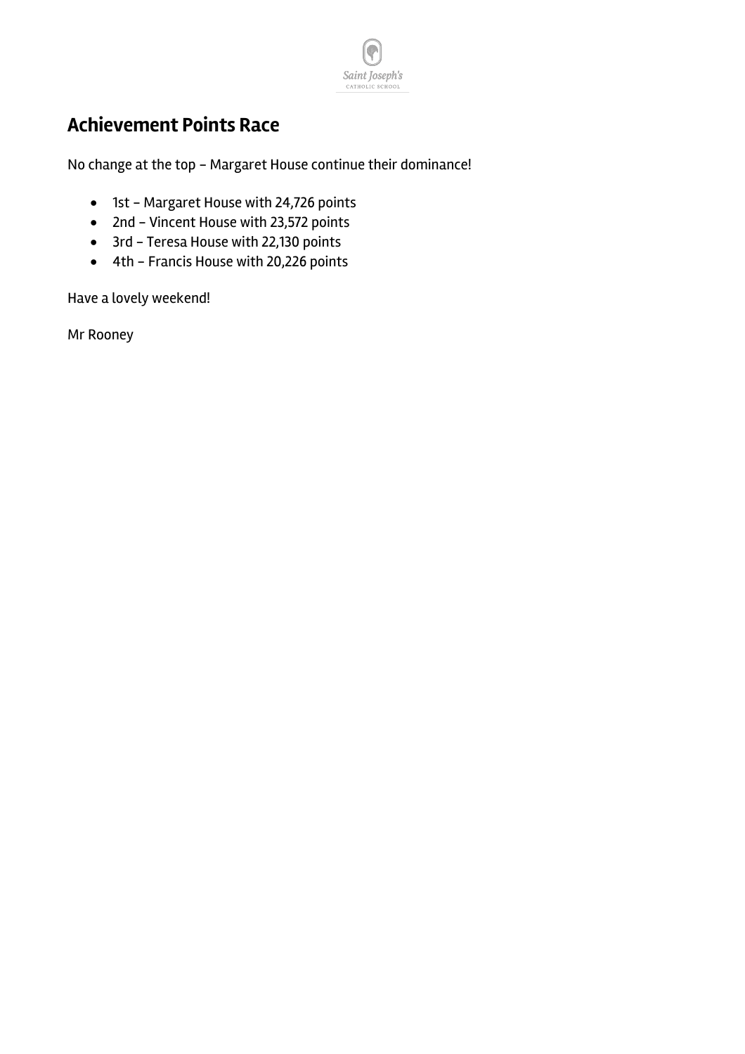## Achievement Points Race

No change at the top – Margaret House continue their dominance!

- 1st – Margaret House with 24,726 points
- 2nd – Vincent House with 23,572 points
- 3rd – Teresa House with 22,130 points
- 4th – Francis House with 20,226 points

Have a lovely weekend!

Mr Rooney